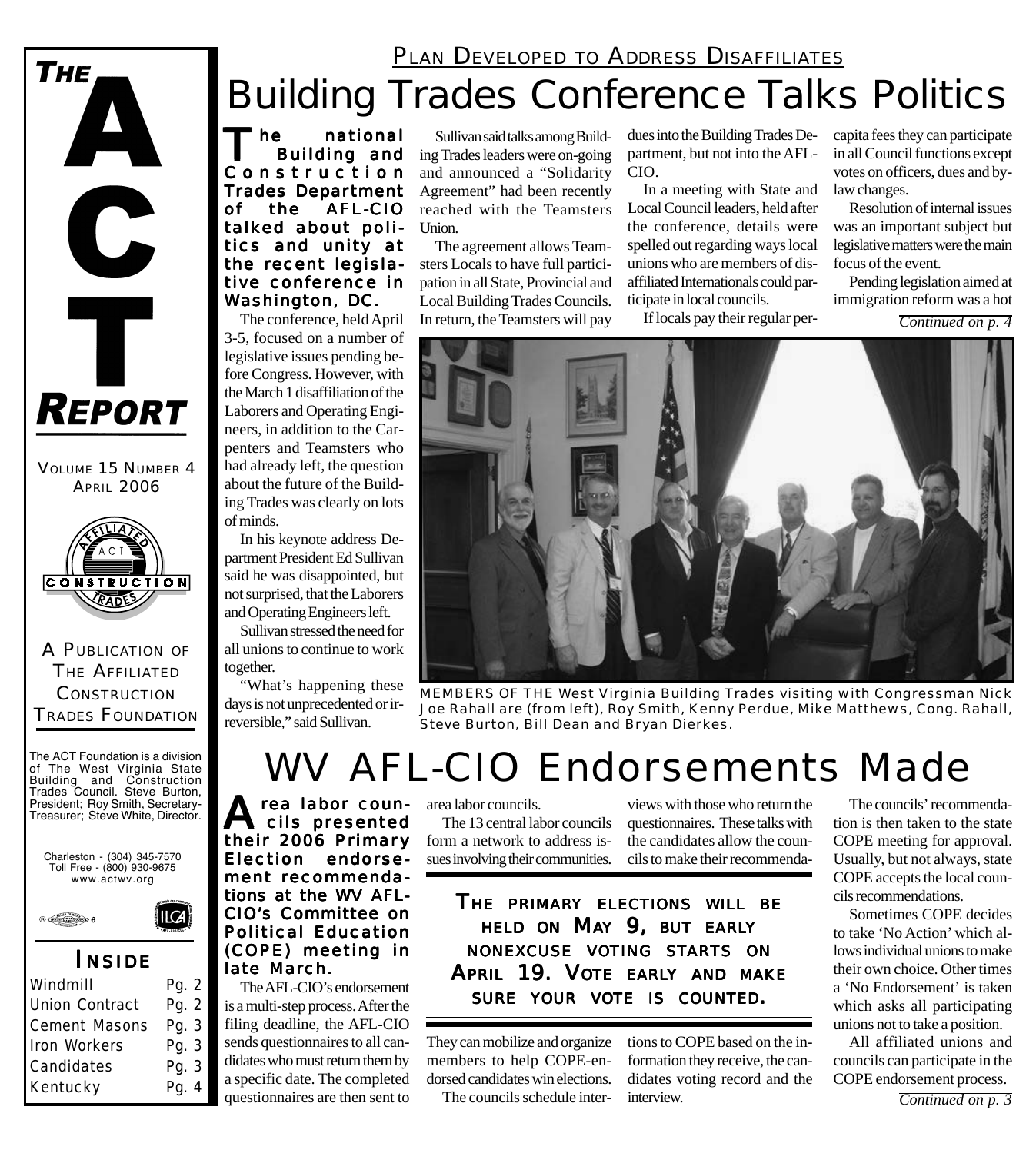# THE ACT REPORT

VOLUME 15 NUMBER 4
APRIL 2006

A PUBLICATION OF THE AFFILIATED CONSTRUCTION TRADES FOUNDATION

The ACT Foundation is a division of The West Virginia State Building and Construction Trades Council. Steve Burton, President; Roy Smith, Secretary-Treasurer; Steve White, Director.

Charleston - (304) 345-7570
Toll Free - (800) 930-9675
www.actwv.org

## INSIDE

| | |
|---|---|
| Windmill | Pg. 2 |
| Union Contract | Pg. 2 |
| Cement Masons | Pg. 3 |
| Iron Workers | Pg. 3 |
| Candidates | Pg. 3 |
| Kentucky | Pg. 4 |

PLAN DEVELOPED TO ADDRESS DISAFFILIATES

# Building Trades Conference Talks Politics

**The national Building and Construction Trades Department of the AFL-CIO talked about politics and unity at the recent legislative conference in Washington, DC.**

The conference, held April 3-5, focused on a number of legislative issues pending before Congress. However, with the March 1 disaffiliation of the Laborers and Operating Engineers, in addition to the Carpenters and Teamsters who had already left, the question about the future of the Building Trades was clearly on lots of minds.

In his keynote address Department President Ed Sullivan said he was disappointed, but not surprised, that the Laborers and Operating Engineers left.

Sullivan stressed the need for all unions to continue to work together.

"What's happening these days is not unprecedented or irreversible," said Sullivan.

Sullivan said talks among Building Trades leaders were on-going and announced a "Solidarity Agreement" had been recently reached with the Teamsters Union.

The agreement allows Teamsters Locals to have full participation in all State, Provincial and Local Building Trades Councils. In return, the Teamsters will pay dues into the Building Trades Department, but not into the AFL-CIO.

In a meeting with State and Local Council leaders, held after the conference, details were spelled out regarding ways local unions who are members of disaffiliated Internationals could participate in local councils.

If locals pay their regular per-capita fees they can participate in all Council functions except votes on officers, dues and by-law changes.

Resolution of internal issues was an important subject but legislative matters were the main focus of the event.

Pending legislation aimed at immigration reform was a hot

*Continued on p. 4*

MEMBERS OF THE West Virginia Building Trades visiting with Congressman Nick Joe Rahall are (from left), Roy Smith, Kenny Perdue, Mike Matthews, Cong. Rahall, Steve Burton, Bill Dean and Bryan Dierkes.

# WV AFL-CIO Endorsements Made

**Area labor councils presented their 2006 Primary Election endorsement recommendations at the WV AFL-CIO's Committee on Political Education (COPE) meeting in late March.**

The AFL-CIO's endorsement is a multi-step process. After the filing deadline, the AFL-CIO sends questionnaires to all candidates who must return them by a specific date. The completed questionnaires are then sent to area labor councils.

The 13 central labor councils form a network to address issues involving their communities. They can mobilize and organize members to help COPE-endorsed candidates win elections.

The councils schedule interviews with those who return the questionnaires. These talks with the candidates allow the councils to make their recommendations to COPE based on the information they receive, the candidates voting record and the interview.

**THE PRIMARY ELECTIONS WILL BE HELD ON MAY 9, BUT EARLY NONEXCUSE VOTING STARTS ON APRIL 19. VOTE EARLY AND MAKE SURE YOUR VOTE IS COUNTED.**

The councils' recommendation is then taken to the state COPE meeting for approval. Usually, but not always, state COPE accepts the local councils recommendations.

Sometimes COPE decides to take 'No Action' which allows individual unions to make their own choice. Other times a 'No Endorsement' is taken which asks all participating unions not to take a position.

All affiliated unions and councils can participate in the COPE endorsement process.

*Continued on p. 3*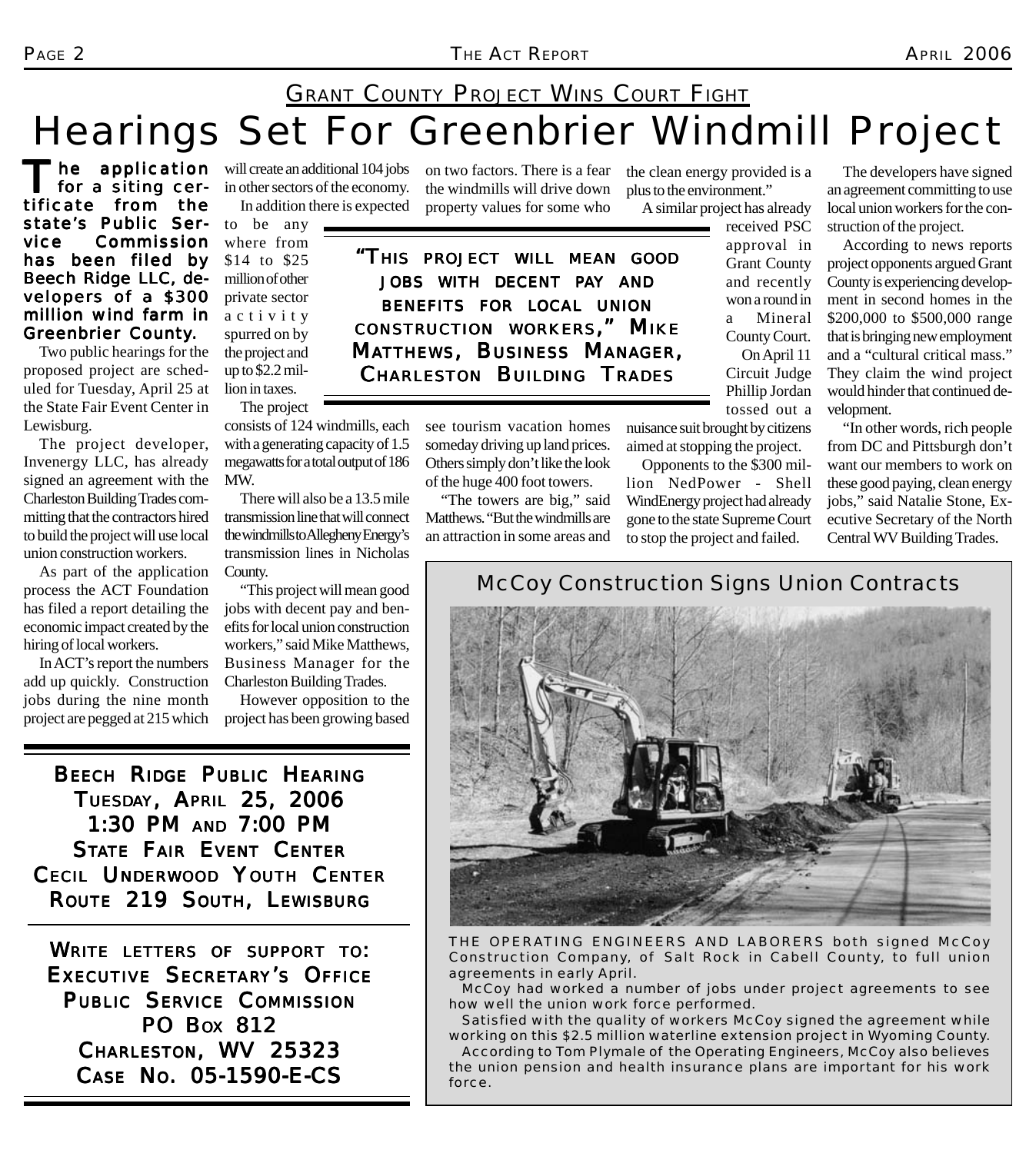## Grant County Project Wins Court Fight

# Hearings Set For Greenbrier Windmill Project

**The application for a siting certificate from the state's Public Service Commission has been filed by Beech Ridge LLC, developers of a $300 million wind farm in Greenbrier County.**

Two public hearings for the proposed project are scheduled for Tuesday, April 25 at the State Fair Event Center in Lewisburg.

The project developer, Invenergy LLC, has already signed an agreement with the Charleston Building Trades committing that the contractors hired to build the project will use local union construction workers.

As part of the application process the ACT Foundation has filed a report detailing the economic impact created by the hiring of local workers.

In ACT's report the numbers add up quickly. Construction jobs during the nine month project are pegged at 215 which will create an additional 104 jobs in other sectors of the economy.

In addition there is expected to be any where from $14 to $25 million of other private sector activity spurred on by the project and up to $2.2 million in taxes.

The project consists of 124 windmills, each with a generating capacity of 1.5 megawatts for a total output of 186 MW.

There will also be a 13.5 mile transmission line that will connect the windmills to Allegheny Energy's transmission lines in Nicholas County.

"This project will mean good jobs with decent pay and benefits for local union construction workers," said Mike Matthews, Business Manager for the Charleston Building Trades.

However opposition to the project has been growing based on two factors. There is a fear the windmills will drive down property values for some who see tourism vacation homes someday driving up land prices. Others simply don't like the look of the huge 400 foot towers.

"The towers are big," said Matthews. "But the windmills are an attraction in some areas and the clean energy provided is a plus to the environment."

> **"This project will mean good jobs with decent pay and benefits for local union construction workers," Mike Matthews, Business Manager, Charleston Building Trades**

A similar project has already received PSC approval in Grant County and recently won a round in a Mineral County Court.

On April 11 Circuit Judge Phillip Jordan tossed out a nuisance suit brought by citizens aimed at stopping the project.

Opponents to the $300 million NedPower - Shell WindEnergy project had already gone to the state Supreme Court to stop the project and failed.

The developers have signed an agreement committing to use local union workers for the construction of the project.

According to news reports project opponents argued Grant County is experiencing development in second homes in the $200,000 to $500,000 range that is bringing new employment and a "cultural critical mass." They claim the wind project would hinder that continued development.

"In other words, rich people from DC and Pittsburgh don't want our members to work on these good paying, clean energy jobs," said Natalie Stone, Executive Secretary of the North Central WV Building Trades.

---

**Beech Ridge Public Hearing**
**Tuesday, April 25, 2006**
**1:30 PM and 7:00 PM**
**State Fair Event Center**
**Cecil Underwood Youth Center**
**Route 219 South, Lewisburg**

---

**Write letters of support to:**
**Executive Secretary's Office**
**Public Service Commission**
**PO Box 812**
**Charleston, WV 25323**
**Case No. 05-1590-E-CS**

---

## McCoy Construction Signs Union Contracts

THE OPERATING ENGINEERS AND LABORERS both signed McCoy Construction Company, of Salt Rock in Cabell County, to full union agreements in early April.

McCoy had worked a number of jobs under project agreements to see how well the union work force performed.

Satisfied with the quality of workers McCoy signed the agreement while working on this $2.5 million waterline extension project in Wyoming County.

According to Tom Plymale of the Operating Engineers, McCoy also believes the union pension and health insurance plans are important for his work force.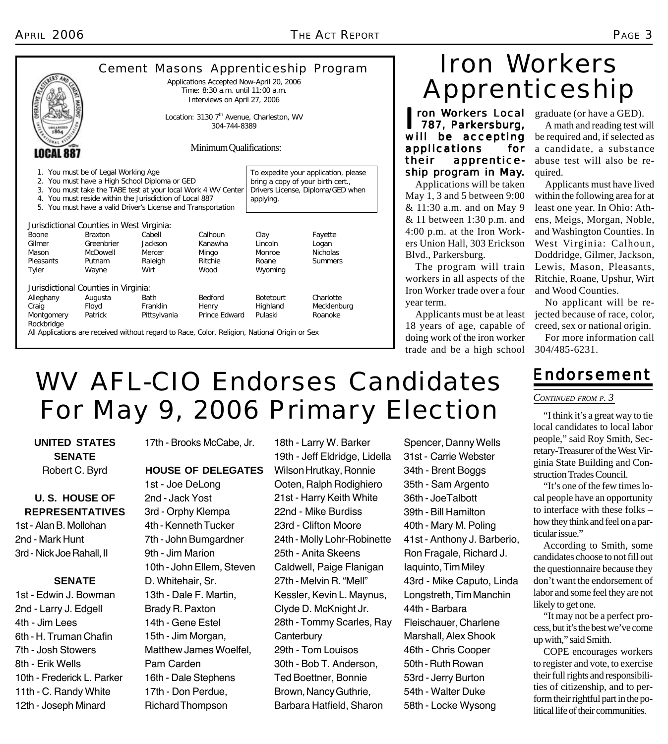## Cement Masons Apprenticeship Program

Applications Accepted Now-April 20, 2006
Time: 8:30 a.m. until 11:00 a.m.
Interviews on April 27, 2006

Location: 3130 7th Avenue, Charleston, WV
304-744-8389

LOCAL 887

Minimum Qualifications:

1. You must be of Legal Working Age
2. You must have a High School Diploma or GED
3. You must take the TABE test at your local Work 4 WV Center
4. You must reside within the Jurisdiction of Local 887
5. You must have a valid Driver's License and Transportation

To expedite your application, please bring a copy of your birth cert., Drivers License, Diploma/GED when applying.

Jurisdictional Counties in West Virginia:

| | | | | | |
|---|---|---|---|---|---|
| Boone | Braxton | Cabell | Calhoun | Clay | Fayette |
| Gilmer | Greenbrier | Jackson | Kanawha | Lincoln | Logan |
| Mason | McDowell | Mercer | Mingo | Monroe | Nicholas |
| Pleasants | Putnam | Raleigh | Ritchie | Roane | Summers |
| Tyler | Wayne | Wirt | Wood | Wyoming | |

Jurisdictional Counties in Virginia:

| | | | | | |
|---|---|---|---|---|---|
| Alleghany | Augusta | Bath | Bedford | Botetourt | Charlotte |
| Craig | Floyd | Franklin | Henry | Highland | Mecklenburg |
| Montgomery | Patrick | Pittsylvania | Prince Edward | Pulaski | Roanoke |
| Rockbridge | | | | | |

All Applications are received without regard to Race, Color, Religion, National Origin or Sex

# Iron Workers Apprenticeship

**Iron Workers Local 787, Parkersburg, will be accepting applications for their apprenticeship program in May.**

Applications will be taken May 1, 3 and 5 between 9:00 & 11:30 a.m. and on May 9 & 11 between 1:30 p.m. and 4:00 p.m. at the Iron Workers Union Hall, 303 Erickson Blvd., Parkersburg.

The program will train workers in all aspects of the Iron Worker trade over a four year term.

Applicants must be at least 18 years of age, capable of doing work of the iron worker trade and be a high school graduate (or have a GED).

A math and reading test will be required and, if selected as a candidate, a substance abuse test will also be required.

Applicants must have lived within the following area for at least one year. In Ohio: Athens, Meigs, Morgan, Noble, and Washington Counties. In West Virginia: Calhoun, Doddridge, Gilmer, Jackson, Lewis, Mason, Pleasants, Ritchie, Roane, Upshur, Wirt and Wood Counties.

No applicant will be rejected because of race, color, creed, sex or national origin.

For more information call 304/485-6231.

# WV AFL-CIO Endorses Candidates For May 9, 2006 Primary Election

**UNITED STATES SENATE**

Robert C. Byrd

**U. S. HOUSE OF REPRESENTATIVES**

1st - Alan B. Mollohan
2nd - Mark Hunt
3rd - Nick Joe Rahall, II

**SENATE**

1st - Edwin J. Bowman
2nd - Larry J. Edgell
4th - Jim Lees
6th - H. Truman Chafin
7th - Josh Stowers
8th - Erik Wells
10th - Frederick L. Parker
11th - C. Randy White
12th - Joseph Minard
17th - Brooks McCabe, Jr.

**HOUSE OF DELEGATES**

1st - Joe DeLong
2nd - Jack Yost
3rd - Orphy Klempa
4th - Kenneth Tucker
7th - John Bumgardner
9th - Jim Marion
10th - John Ellem, Steven D. Whitehair, Sr.
13th - Dale F. Martin, Brady R. Paxton
14th - Gene Estel
15th - Jim Morgan, Matthew James Woelfel, Pam Carden
16th - Dale Stephens
17th - Don Perdue, Richard Thompson
18th - Larry W. Barker
19th - Jeff Eldridge, Lidella Wilson Hrutkay, Ronnie Ooten, Ralph Rodighiero
21st - Harry Keith White
22nd - Mike Burdiss
23rd - Clifton Moore
24th - Molly Lohr-Robinette
25th - Anita Skeens Caldwell, Paige Flanigan
27th - Melvin R. "Mell" Kessler, Kevin L. Maynus, Clyde D. McKnight Jr.
28th - Tommy Scarles, Ray Canterbury
29th - Tom Louisos
30th - Bob T. Anderson, Ted Boettner, Bonnie Brown, Nancy Guthrie, Barbara Hatfield, Sharon Spencer, Danny Wells
31st - Carrie Webster
34th - Brent Boggs
35th - Sam Argento
36th - JoeTalbott
39th - Bill Hamilton
40th - Mary M. Poling
41st - Anthony J. Barberio, Ron Fragale, Richard J. Iaquinto, Tim Miley
43rd - Mike Caputo, Linda Longstreth, Tim Manchin
44th - Barbara Fleischauer, Charlene Marshall, Alex Shook
46th - Chris Cooper
50th - Ruth Rowan
53rd - Jerry Burton
54th - Walter Duke
58th - Locke Wysong

## Endorsement

*CONTINUED FROM P. 3*

"I think it's a great way to tie local candidates to local labor people," said Roy Smith, Secretary-Treasurer of the West Virginia State Building and Construction Trades Council.

"It's one of the few times local people have an opportunity to interface with these folks – how they think and feel on a particular issue."

According to Smith, some candidates choose to not fill out the questionnaire because they don't want the endorsement of labor and some feel they are not likely to get one.

"It may not be a perfect process, but it's the best we've come up with," said Smith.

COPE encourages workers to register and vote, to exercise their full rights and responsibilities of citizenship, and to perform their rightful part in the political life of their communities.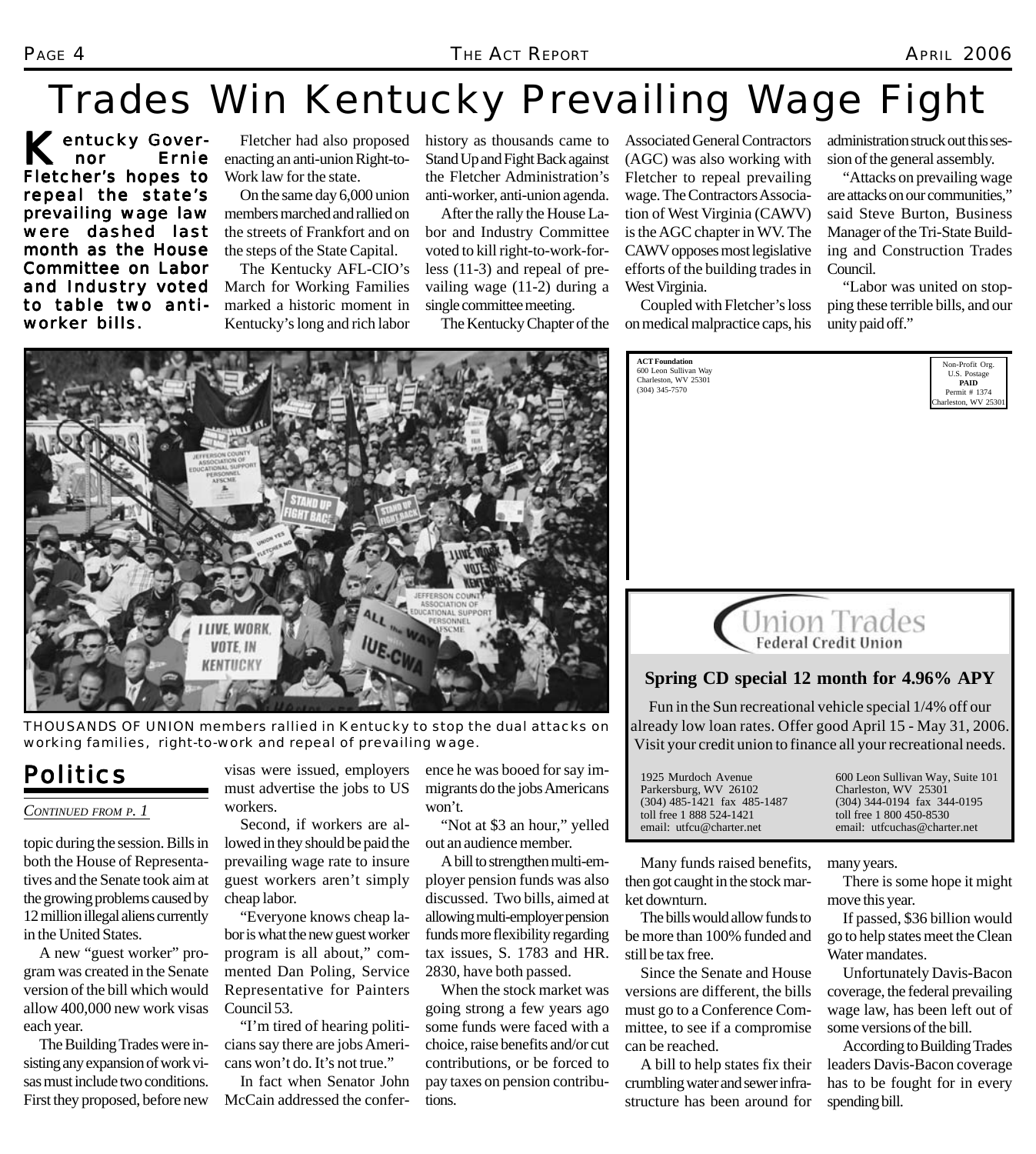# Trades Win Kentucky Prevailing Wage Fight

**Kentucky Governor Ernie Fletcher's hopes to repeal the state's prevailing wage law were dashed last month as the House Committee on Labor and Industry voted to table two anti-worker bills.**

Fletcher had also proposed enacting an anti-union Right-to-Work law for the state.

On the same day 6,000 union members marched and rallied on the streets of Frankfort and on the steps of the State Capital.

The Kentucky AFL-CIO's March for Working Families marked a historic moment in Kentucky's long and rich labor history as thousands came to Stand Up and Fight Back against the Fletcher Administration's anti-worker, anti-union agenda.

After the rally the House Labor and Industry Committee voted to kill right-to-work-for-less (11-3) and repeal of prevailing wage (11-2) during a single committee meeting.

The Kentucky Chapter of the Associated General Contractors (AGC) was also working with Fletcher to repeal prevailing wage. The Contractors Association of West Virginia (CAWV) is the AGC chapter in WV. The CAWV opposes most legislative efforts of the building trades in West Virginia.

Coupled with Fletcher's loss on medical malpractice caps, his administration struck out this session of the general assembly.

"Attacks on prevailing wage are attacks on our communities," said Steve Burton, Business Manager of the Tri-State Building and Construction Trades Council.

"Labor was united on stopping these terrible bills, and our unity paid off."

THOUSANDS OF UNION members rallied in Kentucky to stop the dual attacks on working families, right-to-work and repeal of prevailing wage.

**ACT Foundation**
600 Leon Sullivan Way
Charleston, WV 25301
(304) 345-7570

Non-Profit Org.
U.S. Postage
**PAID**
Permit # 1374
Charleston, WV 25301

**Union Trades Federal Credit Union**

**Spring CD special 12 month for 4.96% APY**

Fun in the Sun recreational vehicle special 1/4% off our already low loan rates. Offer good April 15 - May 31, 2006. Visit your credit union to finance all your recreational needs.

1925 Murdoch Avenue
Parkersburg, WV 26102
(304) 485-1421 fax 485-1487
toll free 1 888 524-1421
email: utfcu@charter.net

600 Leon Sullivan Way, Suite 101
Charleston, WV 25301
(304) 344-0194 fax 344-0195
toll free 1 800 450-8530
email: utfcuchas@charter.net

## Politics

*CONTINUED FROM P. 1*

topic during the session. Bills in both the House of Representatives and the Senate took aim at the growing problems caused by 12 million illegal aliens currently in the United States.

A new "guest worker" program was created in the Senate version of the bill which would allow 400,000 new work visas each year.

The Building Trades were insisting any expansion of work visas must include two conditions. First they proposed, before new visas were issued, employers must advertise the jobs to US workers.

Second, if workers are allowed in they should be paid the prevailing wage rate to insure guest workers aren't simply cheap labor.

"Everyone knows cheap labor is what the new guest worker program is all about," commented Dan Poling, Service Representative for Painters Council 53.

"I'm tired of hearing politicians say there are jobs Americans won't do. It's not true."

In fact when Senator John McCain addressed the conference he was booed for say immigrants do the jobs Americans won't.

"Not at $3 an hour," yelled out an audience member.

A bill to strengthen multi-employer pension funds was also discussed. Two bills, aimed at allowing multi-employer pension funds more flexibility regarding tax issues, S. 1783 and HR. 2830, have both passed.

When the stock market was going strong a few years ago some funds were faced with a choice, raise benefits and/or cut contributions, or be forced to pay taxes on pension contributions.

Many funds raised benefits, then got caught in the stock market downturn.

The bills would allow funds to be more than 100% funded and still be tax free.

Since the Senate and House versions are different, the bills must go to a Conference Committee, to see if a compromise can be reached.

A bill to help states fix their crumbling water and sewer infrastructure has been around for many years.

There is some hope it might move this year.

If passed, $36 billion would go to help states meet the Clean Water mandates.

Unfortunately Davis-Bacon coverage, the federal prevailing wage law, has been left out of some versions of the bill.

According to Building Trades leaders Davis-Bacon coverage has to be fought for in every spending bill.